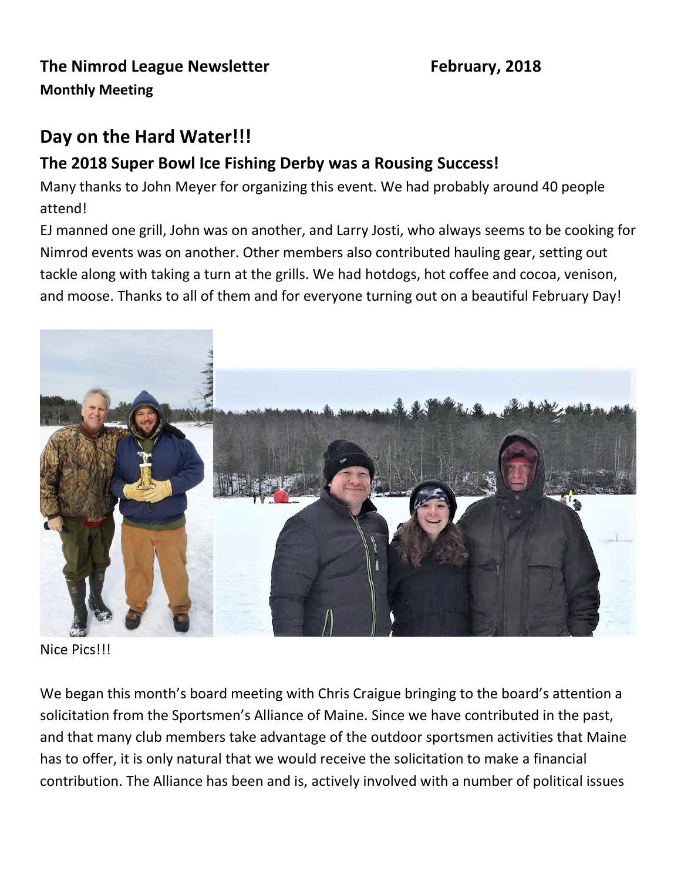**The Nimrod League Newsletter** **February, 2018**

**Monthly Meeting**

## Day on the Hard Water!!!

### The 2018 Super Bowl Ice Fishing Derby was a Rousing Success!

Many thanks to John Meyer for organizing this event. We had probably around 40 people attend!

EJ manned one grill, John was on another, and Larry Josti, who always seems to be cooking for Nimrod events was on another. Other members also contributed hauling gear, setting out tackle along with taking a turn at the grills. We had hotdogs, hot coffee and cocoa, venison, and moose. Thanks to all of them and for everyone turning out on a beautiful February Day!

Nice Pics!!!

We began this month's board meeting with Chris Craigue bringing to the board's attention a solicitation from the Sportsmen's Alliance of Maine. Since we have contributed in the past, and that many club members take advantage of the outdoor sportsmen activities that Maine has to offer, it is only natural that we would receive the solicitation to make a financial contribution. The Alliance has been and is, actively involved with a number of political issues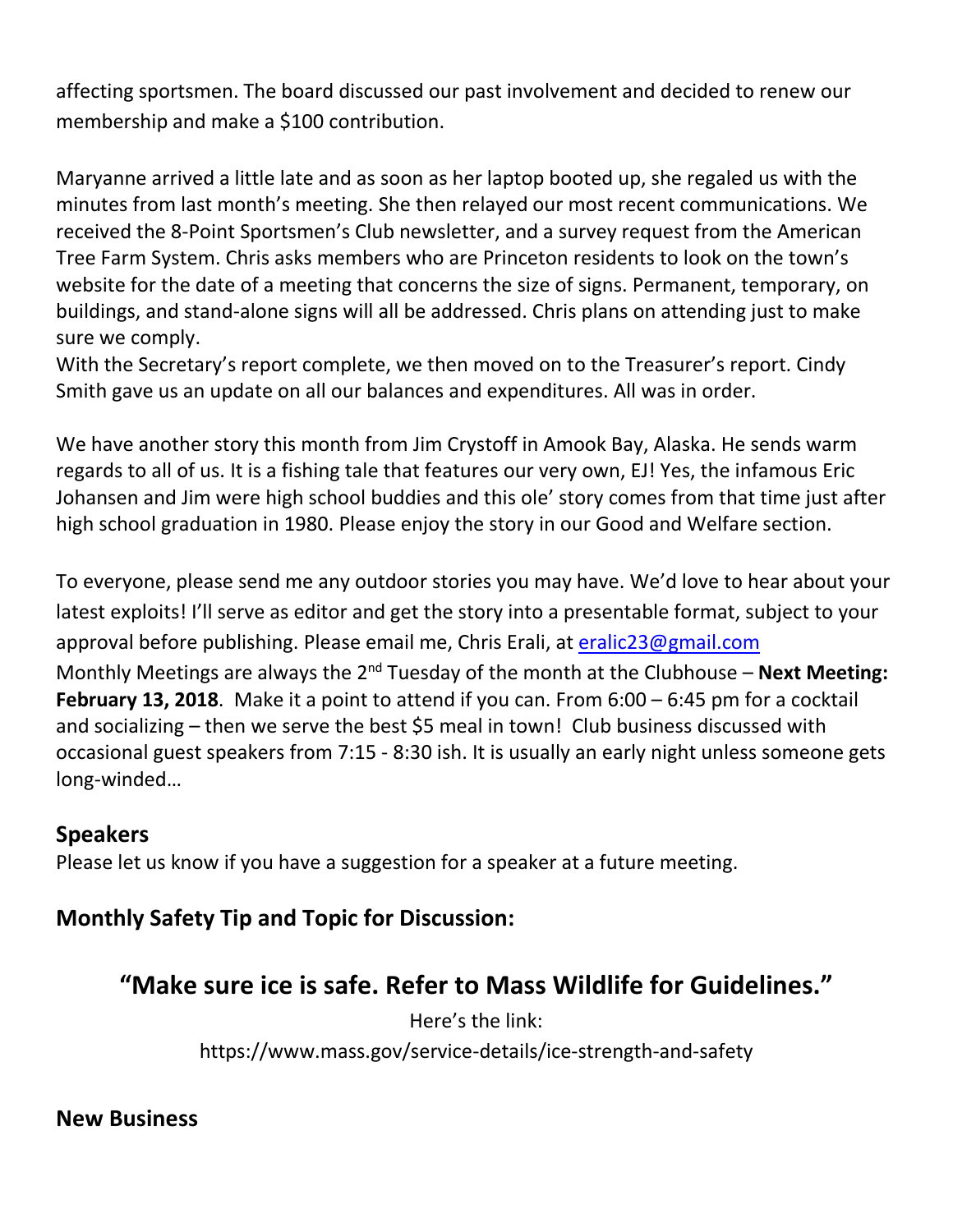affecting sportsmen. The board discussed our past involvement and decided to renew our membership and make a $100 contribution.

Maryanne arrived a little late and as soon as her laptop booted up, she regaled us with the minutes from last month's meeting. She then relayed our most recent communications. We received the 8-Point Sportsmen's Club newsletter, and a survey request from the American Tree Farm System. Chris asks members who are Princeton residents to look on the town's website for the date of a meeting that concerns the size of signs. Permanent, temporary, on buildings, and stand-alone signs will all be addressed. Chris plans on attending just to make sure we comply.
With the Secretary's report complete, we then moved on to the Treasurer's report. Cindy Smith gave us an update on all our balances and expenditures. All was in order.

We have another story this month from Jim Crystoff in Amook Bay, Alaska. He sends warm regards to all of us. It is a fishing tale that features our very own, EJ! Yes, the infamous Eric Johansen and Jim were high school buddies and this ole' story comes from that time just after high school graduation in 1980. Please enjoy the story in our Good and Welfare section.

To everyone, please send me any outdoor stories you may have. We'd love to hear about your latest exploits! I'll serve as editor and get the story into a presentable format, subject to your approval before publishing. Please email me, Chris Erali, at [eralic23@gmail.com](mailto:eralic23@gmail.com)
Monthly Meetings are always the 2nd Tuesday of the month at the Clubhouse – **Next Meeting: February 13, 2018**. Make it a point to attend if you can. From 6:00 – 6:45 pm for a cocktail and socializing – then we serve the best $5 meal in town! Club business discussed with occasional guest speakers from 7:15 - 8:30 ish. It is usually an early night unless someone gets long-winded…

## Speakers

Please let us know if you have a suggestion for a speaker at a future meeting.

## Monthly Safety Tip and Topic for Discussion:

### "Make sure ice is safe. Refer to Mass Wildlife for Guidelines."

Here's the link:
https://www.mass.gov/service-details/ice-strength-and-safety

## New Business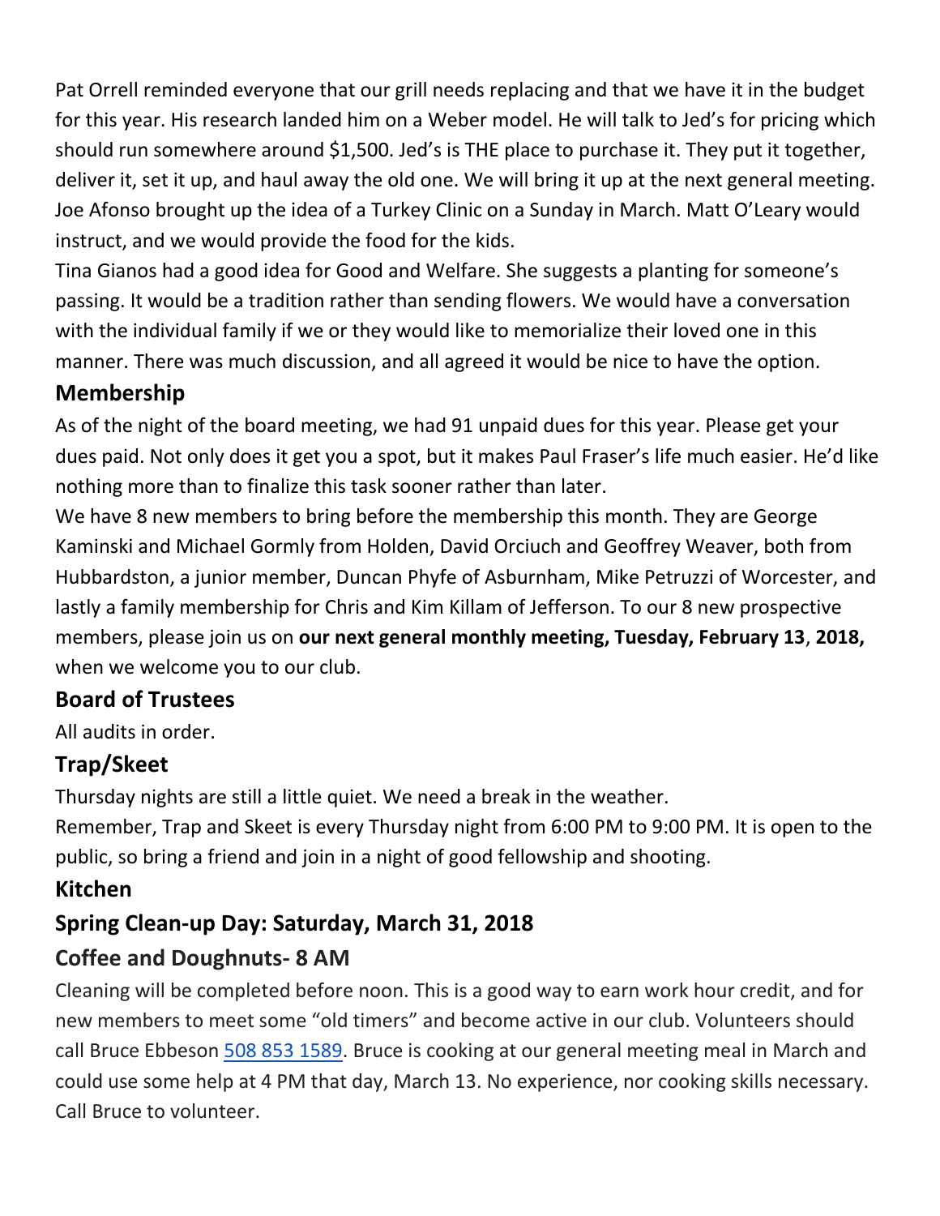Pat Orrell reminded everyone that our grill needs replacing and that we have it in the budget for this year. His research landed him on a Weber model. He will talk to Jed's for pricing which should run somewhere around $1,500. Jed's is THE place to purchase it. They put it together, deliver it, set it up, and haul away the old one. We will bring it up at the next general meeting.
Joe Afonso brought up the idea of a Turkey Clinic on a Sunday in March. Matt O'Leary would instruct, and we would provide the food for the kids.
Tina Gianos had a good idea for Good and Welfare. She suggests a planting for someone's passing. It would be a tradition rather than sending flowers. We would have a conversation with the individual family if we or they would like to memorialize their loved one in this manner. There was much discussion, and all agreed it would be nice to have the option.

## Membership

As of the night of the board meeting, we had 91 unpaid dues for this year. Please get your dues paid. Not only does it get you a spot, but it makes Paul Fraser's life much easier. He'd like nothing more than to finalize this task sooner rather than later.
We have 8 new members to bring before the membership this month. They are George Kaminski and Michael Gormly from Holden, David Orciuch and Geoffrey Weaver, both from Hubbardston, a junior member, Duncan Phyfe of Asburnham, Mike Petruzzi of Worcester, and lastly a family membership for Chris and Kim Killam of Jefferson. To our 8 new prospective members, please join us on **our next general monthly meeting, Tuesday, February 13**, **2018,** when we welcome you to our club.

## Board of Trustees

All audits in order.

## Trap/Skeet

Thursday nights are still a little quiet. We need a break in the weather.
Remember, Trap and Skeet is every Thursday night from 6:00 PM to 9:00 PM. It is open to the public, so bring a friend and join in a night of good fellowship and shooting.

## Kitchen

## Spring Clean-up Day: Saturday, March 31, 2018

## Coffee and Doughnuts- 8 AM

Cleaning will be completed before noon. This is a good way to earn work hour credit, and for new members to meet some "old timers" and become active in our club. Volunteers should call Bruce Ebbeson 508 853 1589. Bruce is cooking at our general meeting meal in March and could use some help at 4 PM that day, March 13. No experience, nor cooking skills necessary. Call Bruce to volunteer.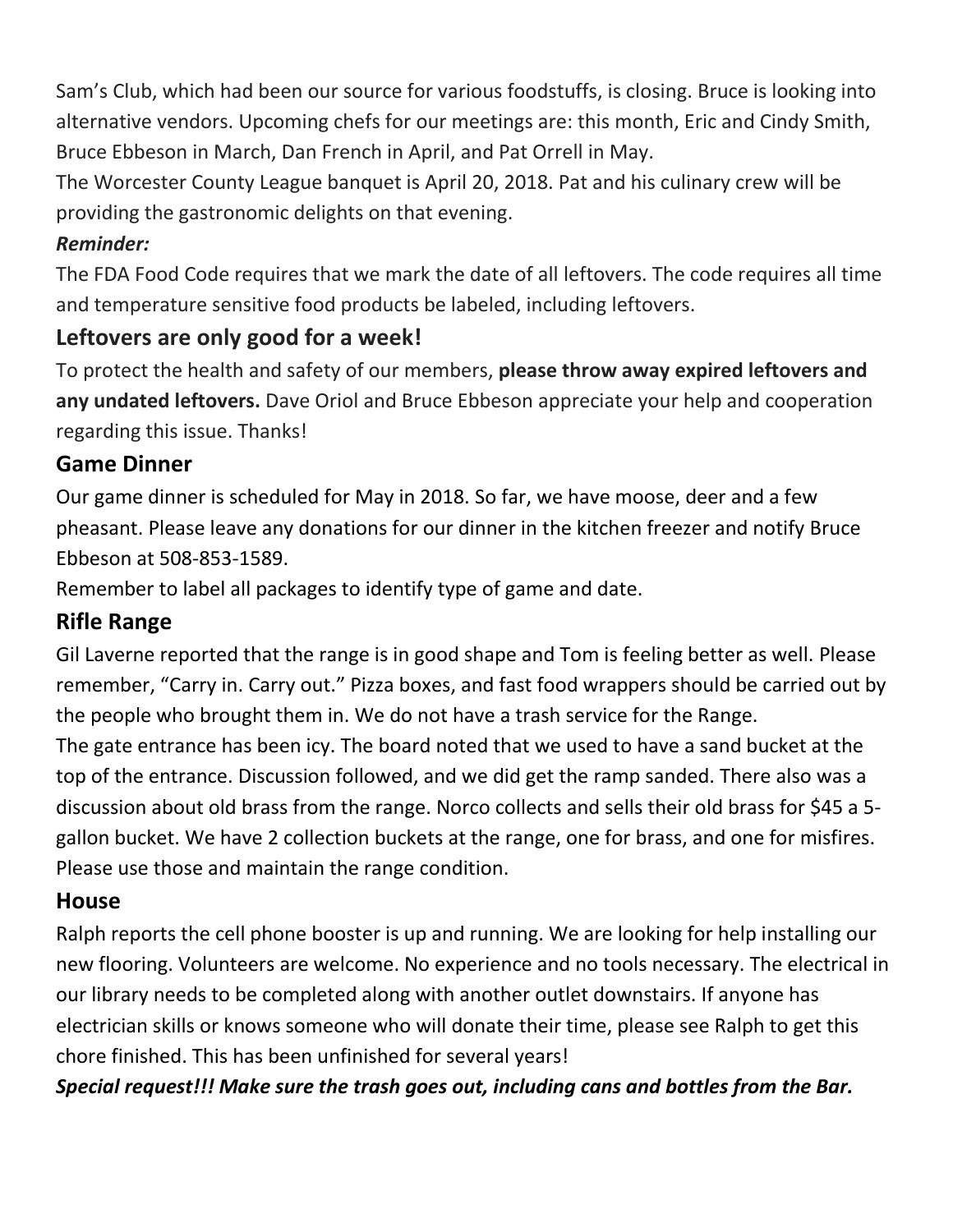Sam's Club, which had been our source for various foodstuffs, is closing. Bruce is looking into alternative vendors. Upcoming chefs for our meetings are: this month, Eric and Cindy Smith, Bruce Ebbeson in March, Dan French in April, and Pat Orrell in May.

The Worcester County League banquet is April 20, 2018. Pat and his culinary crew will be providing the gastronomic delights on that evening.

***Reminder:***

The FDA Food Code requires that we mark the date of all leftovers. The code requires all time and temperature sensitive food products be labeled, including leftovers.

## Leftovers are only good for a week!

To protect the health and safety of our members, **please throw away expired leftovers and any undated leftovers.** Dave Oriol and Bruce Ebbeson appreciate your help and cooperation regarding this issue. Thanks!

## Game Dinner

Our game dinner is scheduled for May in 2018. So far, we have moose, deer and a few pheasant. Please leave any donations for our dinner in the kitchen freezer and notify Bruce Ebbeson at 508-853-1589.

Remember to label all packages to identify type of game and date.

## Rifle Range

Gil Laverne reported that the range is in good shape and Tom is feeling better as well. Please remember, "Carry in. Carry out." Pizza boxes, and fast food wrappers should be carried out by the people who brought them in. We do not have a trash service for the Range.

The gate entrance has been icy. The board noted that we used to have a sand bucket at the top of the entrance. Discussion followed, and we did get the ramp sanded. There also was a discussion about old brass from the range. Norco collects and sells their old brass for $45 a 5-gallon bucket. We have 2 collection buckets at the range, one for brass, and one for misfires. Please use those and maintain the range condition.

## House

Ralph reports the cell phone booster is up and running. We are looking for help installing our new flooring. Volunteers are welcome. No experience and no tools necessary. The electrical in our library needs to be completed along with another outlet downstairs. If anyone has electrician skills or knows someone who will donate their time, please see Ralph to get this chore finished. This has been unfinished for several years!

***Special request!!! Make sure the trash goes out, including cans and bottles from the Bar.***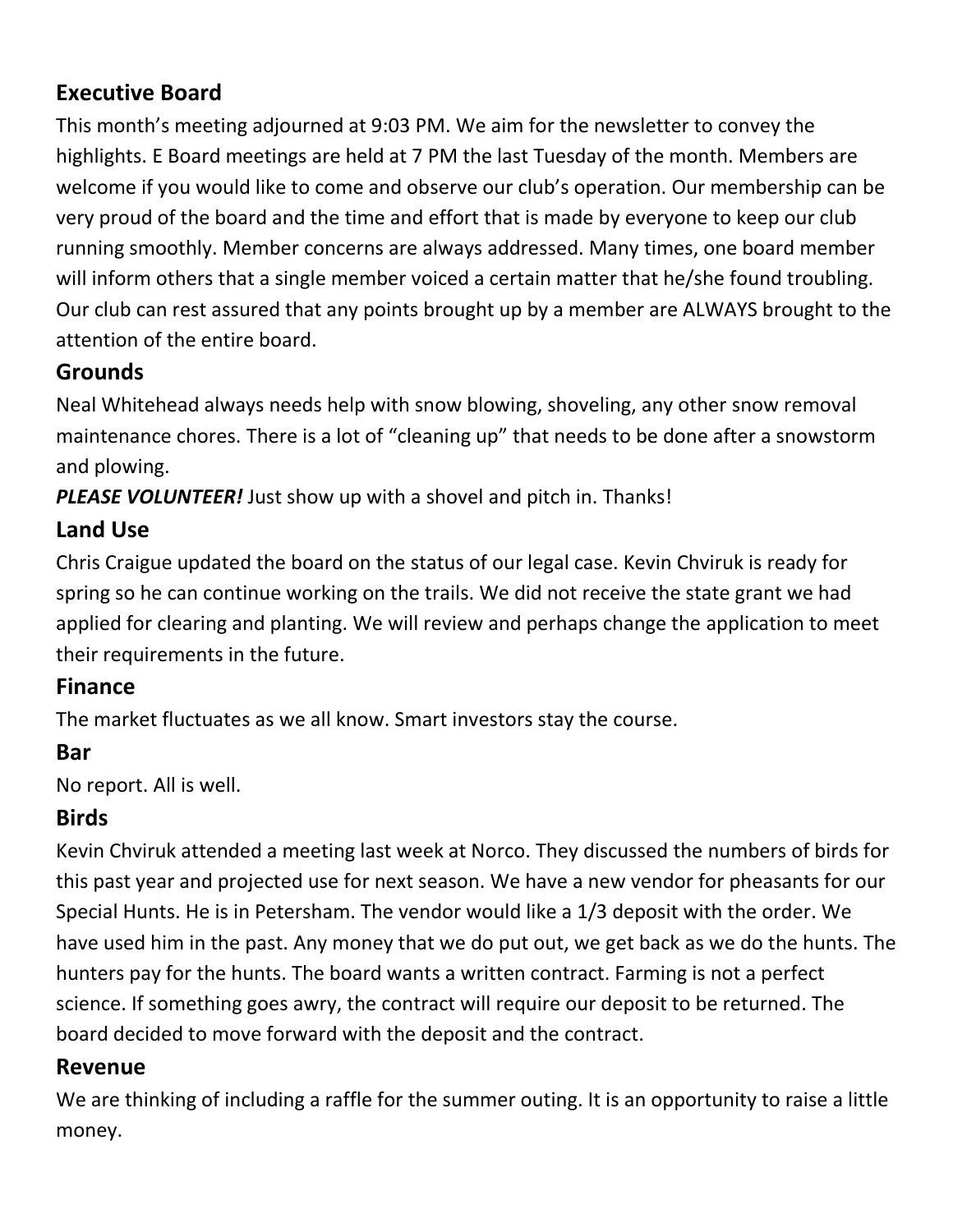## Executive Board

This month's meeting adjourned at 9:03 PM. We aim for the newsletter to convey the highlights. E Board meetings are held at 7 PM the last Tuesday of the month. Members are welcome if you would like to come and observe our club's operation. Our membership can be very proud of the board and the time and effort that is made by everyone to keep our club running smoothly. Member concerns are always addressed. Many times, one board member will inform others that a single member voiced a certain matter that he/she found troubling. Our club can rest assured that any points brought up by a member are ALWAYS brought to the attention of the entire board.

## Grounds

Neal Whitehead always needs help with snow blowing, shoveling, any other snow removal maintenance chores. There is a lot of "cleaning up" that needs to be done after a snowstorm and plowing.

***PLEASE VOLUNTEER!*** Just show up with a shovel and pitch in. Thanks!

## Land Use

Chris Craigue updated the board on the status of our legal case. Kevin Chviruk is ready for spring so he can continue working on the trails. We did not receive the state grant we had applied for clearing and planting. We will review and perhaps change the application to meet their requirements in the future.

## Finance

The market fluctuates as we all know. Smart investors stay the course.

## Bar

No report. All is well.

## Birds

Kevin Chviruk attended a meeting last week at Norco. They discussed the numbers of birds for this past year and projected use for next season. We have a new vendor for pheasants for our Special Hunts. He is in Petersham. The vendor would like a 1/3 deposit with the order. We have used him in the past. Any money that we do put out, we get back as we do the hunts. The hunters pay for the hunts. The board wants a written contract. Farming is not a perfect science. If something goes awry, the contract will require our deposit to be returned. The board decided to move forward with the deposit and the contract.

## Revenue

We are thinking of including a raffle for the summer outing. It is an opportunity to raise a little money.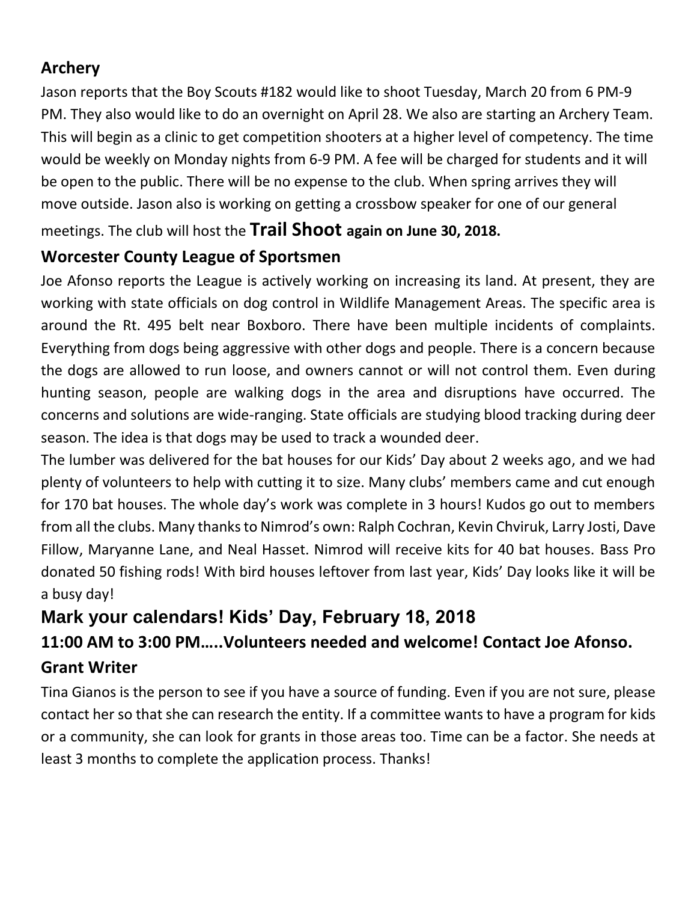### Archery

Jason reports that the Boy Scouts #182 would like to shoot Tuesday, March 20 from 6 PM-9 PM. They also would like to do an overnight on April 28. We also are starting an Archery Team. This will begin as a clinic to get competition shooters at a higher level of competency. The time would be weekly on Monday nights from 6-9 PM. A fee will be charged for students and it will be open to the public. There will be no expense to the club. When spring arrives they will move outside. Jason also is working on getting a crossbow speaker for one of our general meetings. The club will host the **Trail Shoot again on June 30, 2018.**

### Worcester County League of Sportsmen

Joe Afonso reports the League is actively working on increasing its land. At present, they are working with state officials on dog control in Wildlife Management Areas. The specific area is around the Rt. 495 belt near Boxboro. There have been multiple incidents of complaints. Everything from dogs being aggressive with other dogs and people. There is a concern because the dogs are allowed to run loose, and owners cannot or will not control them. Even during hunting season, people are walking dogs in the area and disruptions have occurred. The concerns and solutions are wide-ranging. State officials are studying blood tracking during deer season. The idea is that dogs may be used to track a wounded deer.

The lumber was delivered for the bat houses for our Kids' Day about 2 weeks ago, and we had plenty of volunteers to help with cutting it to size. Many clubs' members came and cut enough for 170 bat houses. The whole day's work was complete in 3 hours! Kudos go out to members from all the clubs. Many thanks to Nimrod's own: Ralph Cochran, Kevin Chviruk, Larry Josti, Dave Fillow, Maryanne Lane, and Neal Hasset. Nimrod will receive kits for 40 bat houses. Bass Pro donated 50 fishing rods! With bird houses leftover from last year, Kids' Day looks like it will be a busy day!

### Mark your calendars! Kids' Day, February 18, 2018

### 11:00 AM to 3:00 PM…..Volunteers needed and welcome! Contact Joe Afonso.

### Grant Writer

Tina Gianos is the person to see if you have a source of funding. Even if you are not sure, please contact her so that she can research the entity. If a committee wants to have a program for kids or a community, she can look for grants in those areas too. Time can be a factor. She needs at least 3 months to complete the application process. Thanks!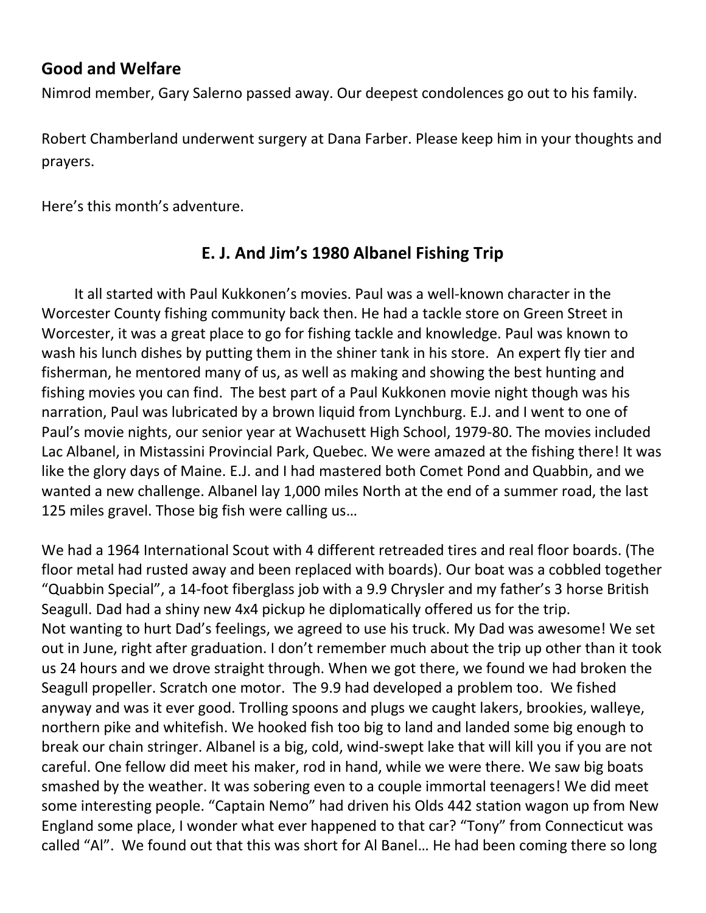## Good and Welfare

Nimrod member, Gary Salerno passed away. Our deepest condolences go out to his family.

Robert Chamberland underwent surgery at Dana Farber. Please keep him in your thoughts and prayers.

Here's this month's adventure.

### E. J. And Jim's 1980 Albanel Fishing Trip

It all started with Paul Kukkonen's movies. Paul was a well-known character in the Worcester County fishing community back then. He had a tackle store on Green Street in Worcester, it was a great place to go for fishing tackle and knowledge. Paul was known to wash his lunch dishes by putting them in the shiner tank in his store. An expert fly tier and fisherman, he mentored many of us, as well as making and showing the best hunting and fishing movies you can find. The best part of a Paul Kukkonen movie night though was his narration, Paul was lubricated by a brown liquid from Lynchburg. E.J. and I went to one of Paul's movie nights, our senior year at Wachusett High School, 1979-80. The movies included Lac Albanel, in Mistassini Provincial Park, Quebec. We were amazed at the fishing there! It was like the glory days of Maine. E.J. and I had mastered both Comet Pond and Quabbin, and we wanted a new challenge. Albanel lay 1,000 miles North at the end of a summer road, the last 125 miles gravel. Those big fish were calling us…

We had a 1964 International Scout with 4 different retreaded tires and real floor boards. (The floor metal had rusted away and been replaced with boards). Our boat was a cobbled together "Quabbin Special", a 14-foot fiberglass job with a 9.9 Chrysler and my father's 3 horse British Seagull. Dad had a shiny new 4x4 pickup he diplomatically offered us for the trip.
Not wanting to hurt Dad's feelings, we agreed to use his truck. My Dad was awesome! We set out in June, right after graduation. I don't remember much about the trip up other than it took us 24 hours and we drove straight through. When we got there, we found we had broken the Seagull propeller. Scratch one motor. The 9.9 had developed a problem too. We fished anyway and was it ever good. Trolling spoons and plugs we caught lakers, brookies, walleye, northern pike and whitefish. We hooked fish too big to land and landed some big enough to break our chain stringer. Albanel is a big, cold, wind-swept lake that will kill you if you are not careful. One fellow did meet his maker, rod in hand, while we were there. We saw big boats smashed by the weather. It was sobering even to a couple immortal teenagers! We did meet some interesting people. "Captain Nemo" had driven his Olds 442 station wagon up from New England some place, I wonder what ever happened to that car? "Tony" from Connecticut was called "Al". We found out that this was short for Al Banel… He had been coming there so long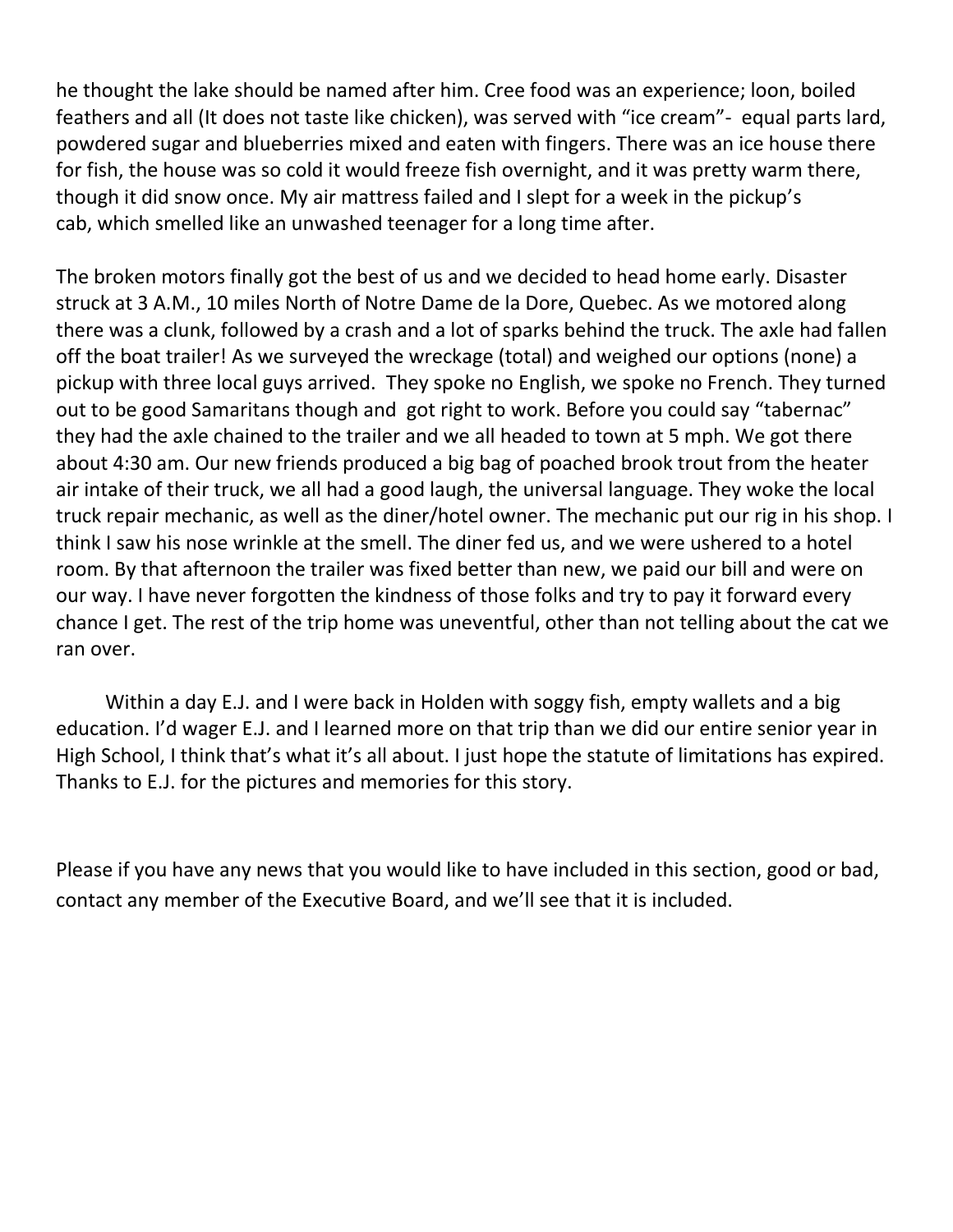he thought the lake should be named after him. Cree food was an experience; loon, boiled feathers and all (It does not taste like chicken), was served with "ice cream"- equal parts lard, powdered sugar and blueberries mixed and eaten with fingers. There was an ice house there for fish, the house was so cold it would freeze fish overnight, and it was pretty warm there, though it did snow once. My air mattress failed and I slept for a week in the pickup's cab, which smelled like an unwashed teenager for a long time after.

The broken motors finally got the best of us and we decided to head home early. Disaster struck at 3 A.M., 10 miles North of Notre Dame de la Dore, Quebec. As we motored along there was a clunk, followed by a crash and a lot of sparks behind the truck. The axle had fallen off the boat trailer! As we surveyed the wreckage (total) and weighed our options (none) a pickup with three local guys arrived. They spoke no English, we spoke no French. They turned out to be good Samaritans though and got right to work. Before you could say "tabernac" they had the axle chained to the trailer and we all headed to town at 5 mph. We got there about 4:30 am. Our new friends produced a big bag of poached brook trout from the heater air intake of their truck, we all had a good laugh, the universal language. They woke the local truck repair mechanic, as well as the diner/hotel owner. The mechanic put our rig in his shop. I think I saw his nose wrinkle at the smell. The diner fed us, and we were ushered to a hotel room. By that afternoon the trailer was fixed better than new, we paid our bill and were on our way. I have never forgotten the kindness of those folks and try to pay it forward every chance I get. The rest of the trip home was uneventful, other than not telling about the cat we ran over.

Within a day E.J. and I were back in Holden with soggy fish, empty wallets and a big education. I'd wager E.J. and I learned more on that trip than we did our entire senior year in High School, I think that's what it's all about. I just hope the statute of limitations has expired. Thanks to E.J. for the pictures and memories for this story.

Please if you have any news that you would like to have included in this section, good or bad, contact any member of the Executive Board, and we'll see that it is included.